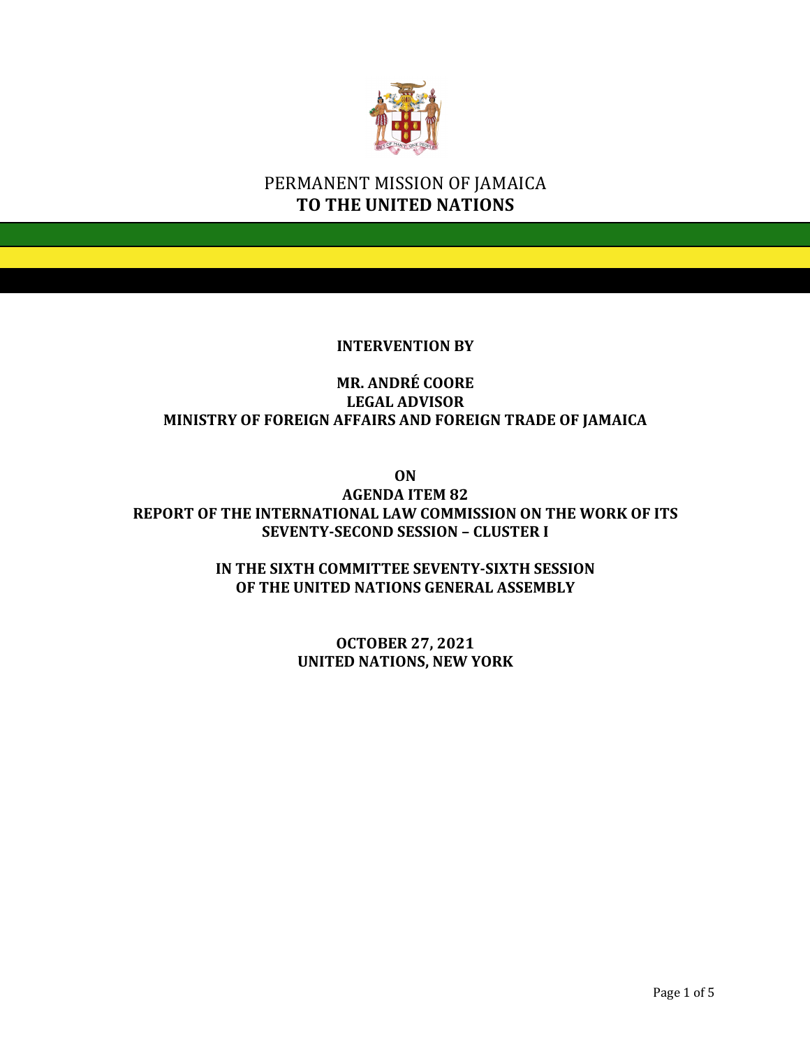PERMANENT MISSION OF JAMAICA
**TO THE UNITED NATIONS**

**INTERVENTION BY**

**MR. ANDRÉ COORE**
**LEGAL ADVISOR**
**MINISTRY OF FOREIGN AFFAIRS AND FOREIGN TRADE OF JAMAICA**

**ON**
**AGENDA ITEM 82**
**REPORT OF THE INTERNATIONAL LAW COMMISSION ON THE WORK OF ITS SEVENTY-SECOND SESSION – CLUSTER I**

**IN THE SIXTH COMMITTEE SEVENTY-SIXTH SESSION**
**OF THE UNITED NATIONS GENERAL ASSEMBLY**

**OCTOBER 27, 2021**
**UNITED NATIONS, NEW YORK**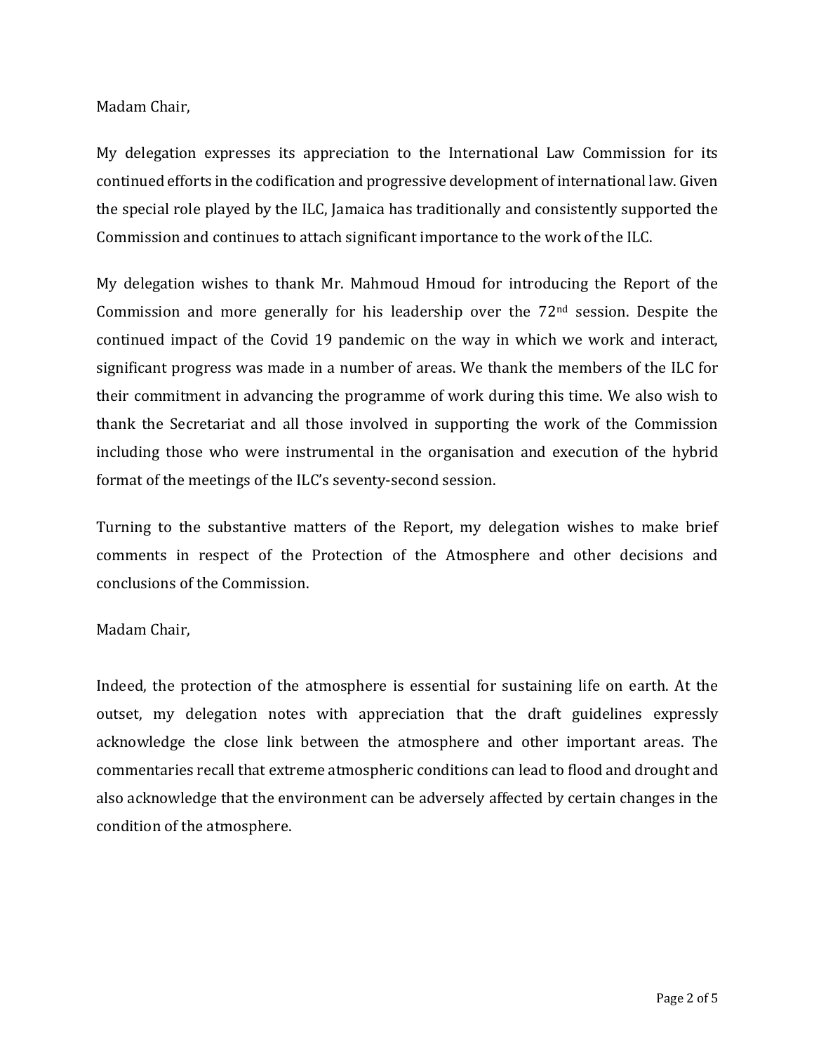Madam Chair,

My delegation expresses its appreciation to the International Law Commission for its continued efforts in the codification and progressive development of international law. Given the special role played by the ILC, Jamaica has traditionally and consistently supported the Commission and continues to attach significant importance to the work of the ILC.

My delegation wishes to thank Mr. Mahmoud Hmoud for introducing the Report of the Commission and more generally for his leadership over the 72nd session. Despite the continued impact of the Covid 19 pandemic on the way in which we work and interact, significant progress was made in a number of areas. We thank the members of the ILC for their commitment in advancing the programme of work during this time. We also wish to thank the Secretariat and all those involved in supporting the work of the Commission including those who were instrumental in the organisation and execution of the hybrid format of the meetings of the ILC's seventy-second session.

Turning to the substantive matters of the Report, my delegation wishes to make brief comments in respect of the Protection of the Atmosphere and other decisions and conclusions of the Commission.

Madam Chair,

Indeed, the protection of the atmosphere is essential for sustaining life on earth. At the outset, my delegation notes with appreciation that the draft guidelines expressly acknowledge the close link between the atmosphere and other important areas. The commentaries recall that extreme atmospheric conditions can lead to flood and drought and also acknowledge that the environment can be adversely affected by certain changes in the condition of the atmosphere.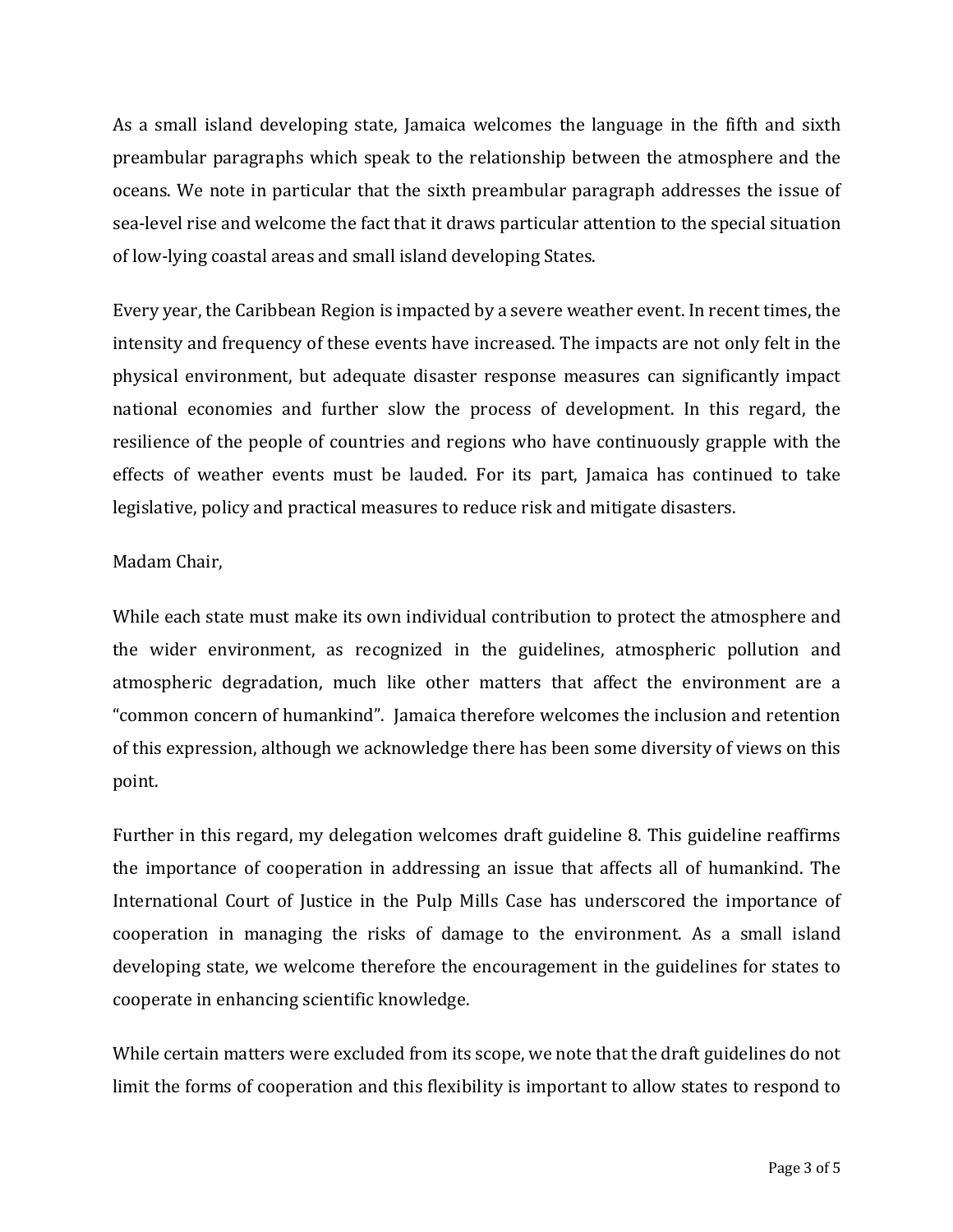As a small island developing state, Jamaica welcomes the language in the fifth and sixth preambular paragraphs which speak to the relationship between the atmosphere and the oceans. We note in particular that the sixth preambular paragraph addresses the issue of sea-level rise and welcome the fact that it draws particular attention to the special situation of low-lying coastal areas and small island developing States.

Every year, the Caribbean Region is impacted by a severe weather event. In recent times, the intensity and frequency of these events have increased. The impacts are not only felt in the physical environment, but adequate disaster response measures can significantly impact national economies and further slow the process of development. In this regard, the resilience of the people of countries and regions who have continuously grapple with the effects of weather events must be lauded. For its part, Jamaica has continued to take legislative, policy and practical measures to reduce risk and mitigate disasters.

Madam Chair,

While each state must make its own individual contribution to protect the atmosphere and the wider environment, as recognized in the guidelines, atmospheric pollution and atmospheric degradation, much like other matters that affect the environment are a "common concern of humankind". Jamaica therefore welcomes the inclusion and retention of this expression, although we acknowledge there has been some diversity of views on this point.

Further in this regard, my delegation welcomes draft guideline 8. This guideline reaffirms the importance of cooperation in addressing an issue that affects all of humankind. The International Court of Justice in the Pulp Mills Case has underscored the importance of cooperation in managing the risks of damage to the environment. As a small island developing state, we welcome therefore the encouragement in the guidelines for states to cooperate in enhancing scientific knowledge.

While certain matters were excluded from its scope, we note that the draft guidelines do not limit the forms of cooperation and this flexibility is important to allow states to respond to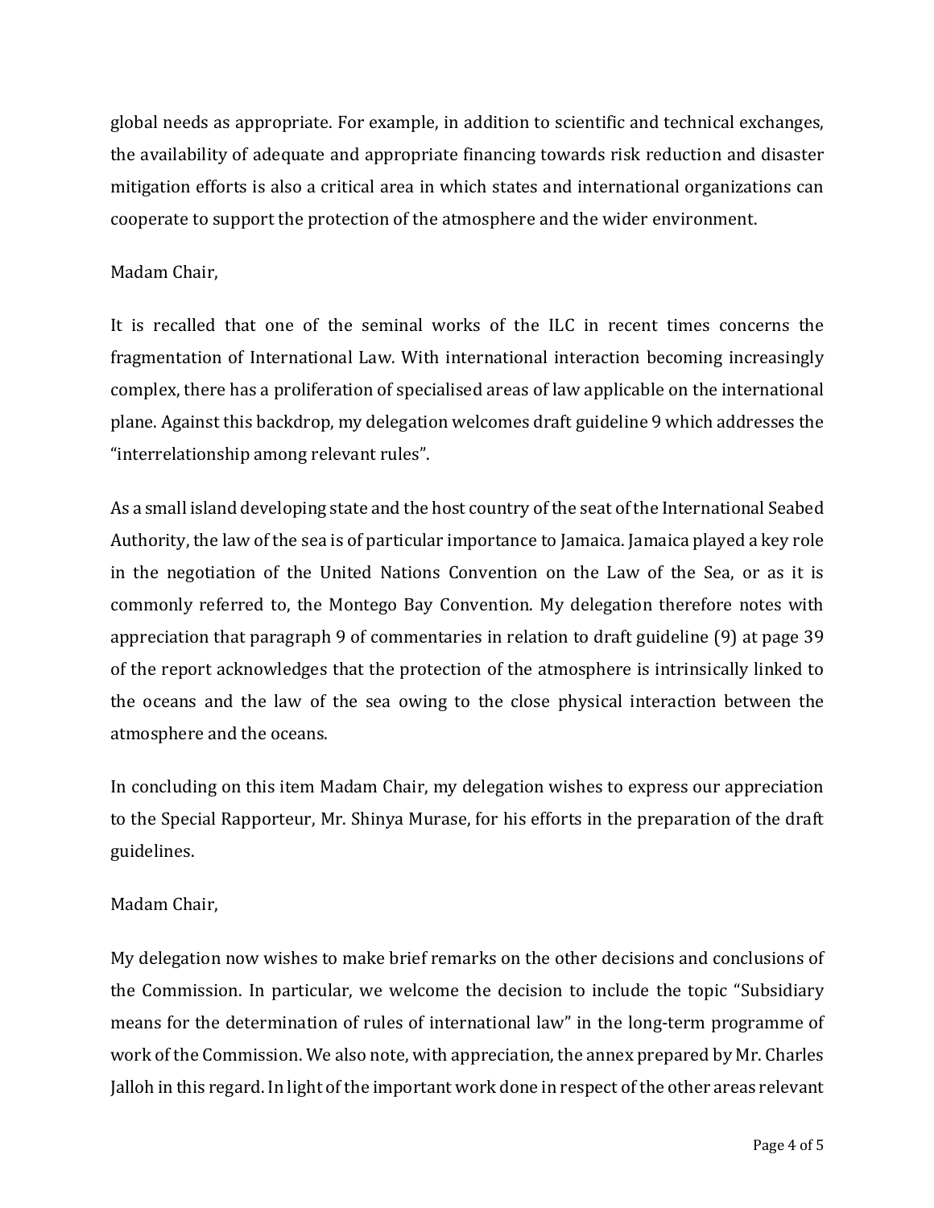global needs as appropriate. For example, in addition to scientific and technical exchanges, the availability of adequate and appropriate financing towards risk reduction and disaster mitigation efforts is also a critical area in which states and international organizations can cooperate to support the protection of the atmosphere and the wider environment.

Madam Chair,

It is recalled that one of the seminal works of the ILC in recent times concerns the fragmentation of International Law. With international interaction becoming increasingly complex, there has a proliferation of specialised areas of law applicable on the international plane. Against this backdrop, my delegation welcomes draft guideline 9 which addresses the "interrelationship among relevant rules".

As a small island developing state and the host country of the seat of the International Seabed Authority, the law of the sea is of particular importance to Jamaica. Jamaica played a key role in the negotiation of the United Nations Convention on the Law of the Sea, or as it is commonly referred to, the Montego Bay Convention. My delegation therefore notes with appreciation that paragraph 9 of commentaries in relation to draft guideline (9) at page 39 of the report acknowledges that the protection of the atmosphere is intrinsically linked to the oceans and the law of the sea owing to the close physical interaction between the atmosphere and the oceans.

In concluding on this item Madam Chair, my delegation wishes to express our appreciation to the Special Rapporteur, Mr. Shinya Murase, for his efforts in the preparation of the draft guidelines.

Madam Chair,

My delegation now wishes to make brief remarks on the other decisions and conclusions of the Commission. In particular, we welcome the decision to include the topic "Subsidiary means for the determination of rules of international law" in the long-term programme of work of the Commission. We also note, with appreciation, the annex prepared by Mr. Charles Jalloh in this regard. In light of the important work done in respect of the other areas relevant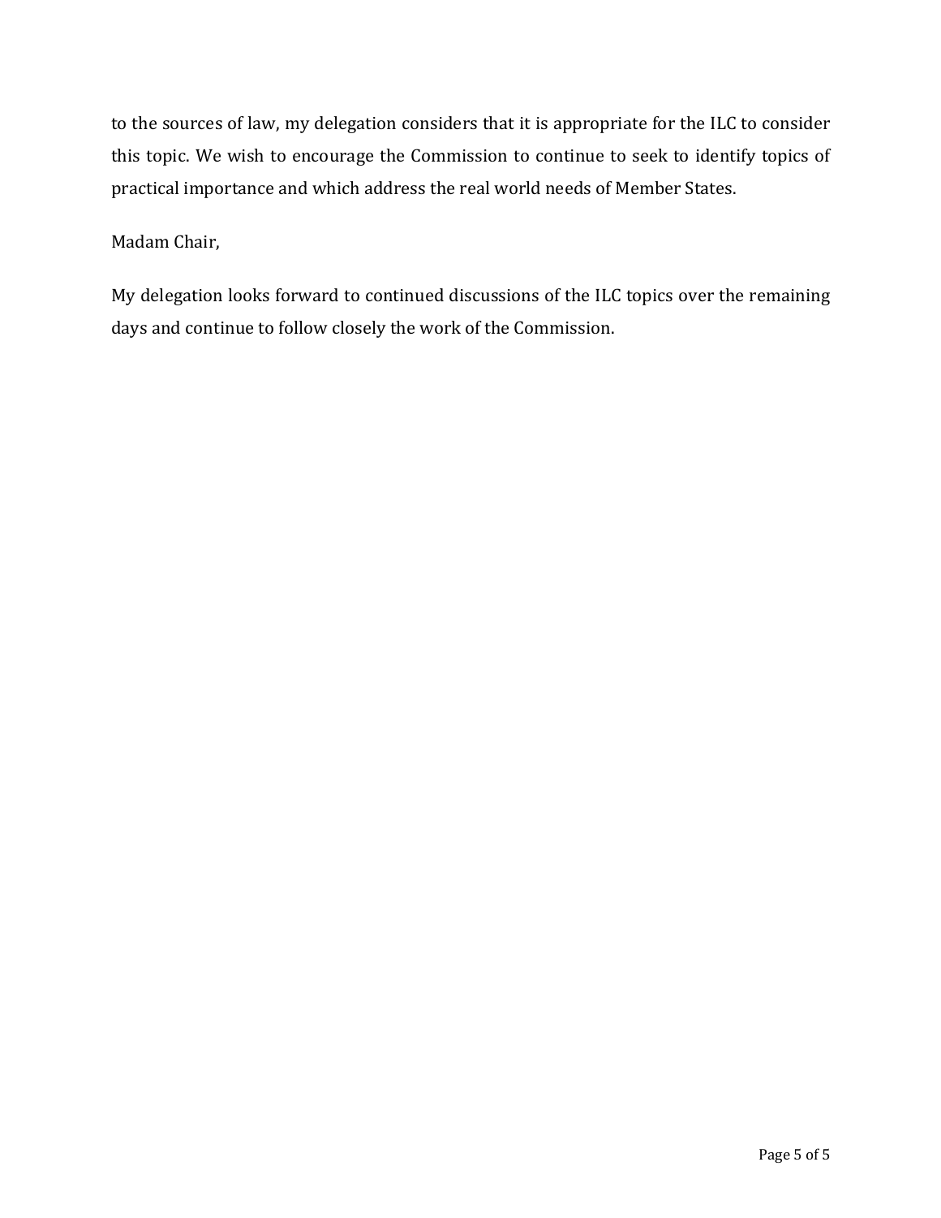to the sources of law, my delegation considers that it is appropriate for the ILC to consider this topic. We wish to encourage the Commission to continue to seek to identify topics of practical importance and which address the real world needs of Member States.

Madam Chair,

My delegation looks forward to continued discussions of the ILC topics over the remaining days and continue to follow closely the work of the Commission.